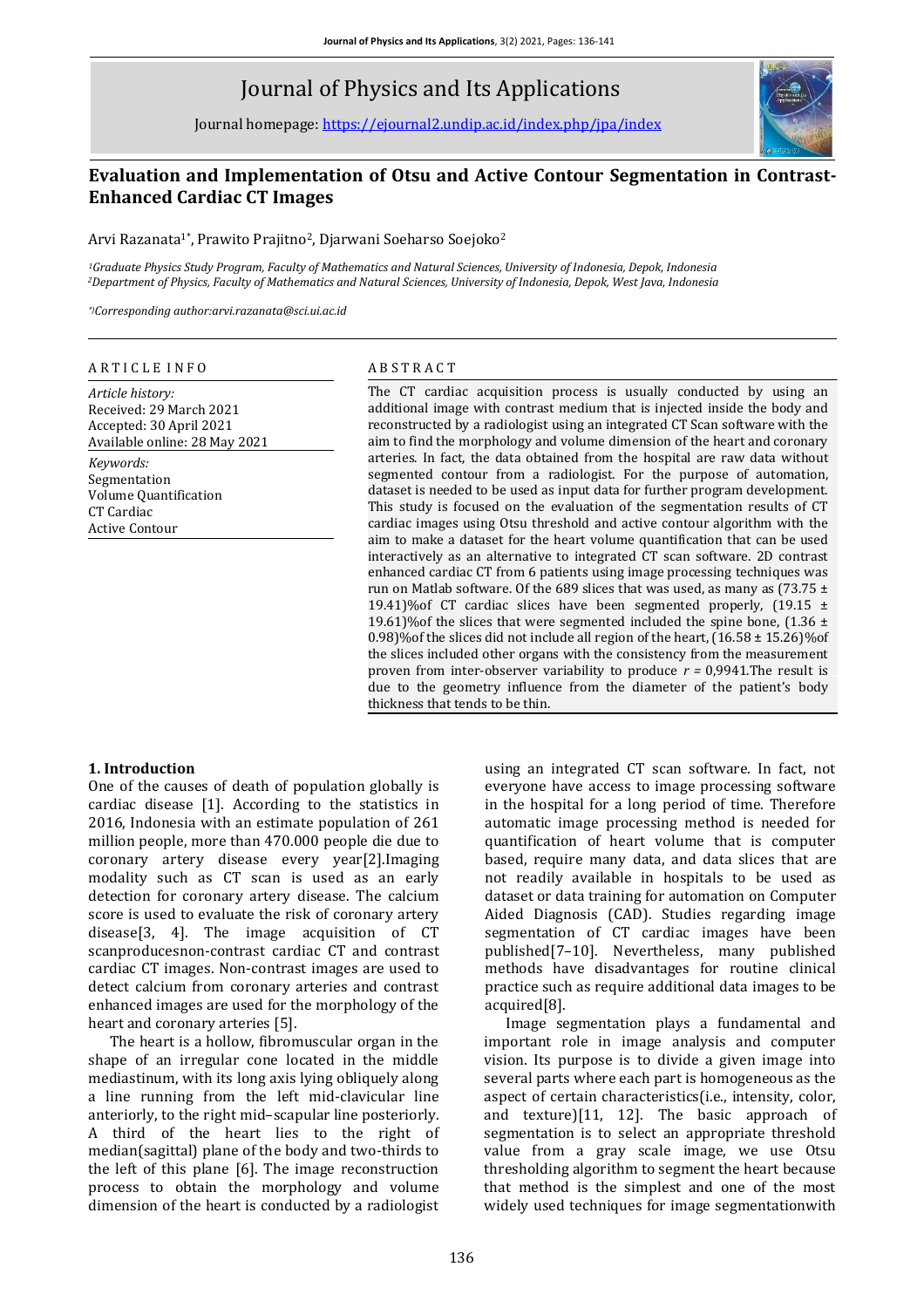# Journal of Physics and Its Applications

Journal homepage: https://ejournal2.undip.ac.id/index.php/jpa/index

## Evaluation and Implementation of Otsu and Active Contour Segmentation in Contrast-Enhanced Cardiac CT Images

Arvi Razanata[1*], Prawito Prajitno[2], Djarwani Soeharso Soejoko[2]

[1]*Graduate Physics Study Program, Faculty of Mathematics and Natural Sciences, University of Indonesia, Depok, Indonesia*
[2]*Department of Physics, Faculty of Mathematics and Natural Sciences, University of Indonesia, Depok, West Java, Indonesia*

[*)]*Corresponding author:arvi.razanata@sci.ui.ac.id*

### ARTICLE INFO

*Article history:*
Received: 29 March 2021
Accepted: 30 April 2021
Available online: 28 May 2021

*Keywords:*
Segmentation
Volume Quantification
CT Cardiac
Active Contour

### ABSTRACT

The CT cardiac acquisition process is usually conducted by using an additional image with contrast medium that is injected inside the body and reconstructed by a radiologist using an integrated CT Scan software with the aim to find the morphology and volume dimension of the heart and coronary arteries. In fact, the data obtained from the hospital are raw data without segmented contour from a radiologist. For the purpose of automation, dataset is needed to be used as input data for further program development. This study is focused on the evaluation of the segmentation results of CT cardiac images using Otsu threshold and active contour algorithm with the aim to make a dataset for the heart volume quantification that can be used interactively as an alternative to integrated CT scan software. 2D contrast enhanced cardiac CT from 6 patients using image processing techniques was run on Matlab software. Of the 689 slices that was used, as many as (73.75 ± 19.41)%of CT cardiac slices have been segmented properly, (19.15 ± 19.61)%of the slices that were segmented included the spine bone, (1.36 ± 0.98)%of the slices did not include all region of the heart, (16.58 ± 15.26)%of the slices included other organs with the consistency from the measurement proven from inter-observer variability to produce $r$ = 0,9941.The result is due to the geometry influence from the diameter of the patient's body thickness that tends to be thin.

### 1. Introduction

One of the causes of death of population globally is cardiac disease [1]. According to the statistics in 2016, Indonesia with an estimate population of 261 million people, more than 470.000 people die due to coronary artery disease every year[2].Imaging modality such as CT scan is used as an early detection for coronary artery disease. The calcium score is used to evaluate the risk of coronary artery disease[3, 4]. The image acquisition of CT scanproducesnon-contrast cardiac CT and contrast cardiac CT images. Non-contrast images are used to detect calcium from coronary arteries and contrast enhanced images are used for the morphology of the heart and coronary arteries [5].

The heart is a hollow, fibromuscular organ in the shape of an irregular cone located in the middle mediastinum, with its long axis lying obliquely along a line running from the left mid-clavicular line anteriorly, to the right mid–scapular line posteriorly. A third of the heart lies to the right of median(sagittal) plane of the body and two-thirds to the left of this plane [6]. The image reconstruction process to obtain the morphology and volume dimension of the heart is conducted by a radiologist using an integrated CT scan software. In fact, not everyone have access to image processing software in the hospital for a long period of time. Therefore automatic image processing method is needed for quantification of heart volume that is computer based, require many data, and data slices that are not readily available in hospitals to be used as dataset or data training for automation on Computer Aided Diagnosis (CAD). Studies regarding image segmentation of CT cardiac images have been published[7–10]. Nevertheless, many published methods have disadvantages for routine clinical practice such as require additional data images to be acquired[8].

Image segmentation plays a fundamental and important role in image analysis and computer vision. Its purpose is to divide a given image into several parts where each part is homogeneous as the aspect of certain characteristics(i.e., intensity, color, and texture)[11, 12]. The basic approach of segmentation is to select an appropriate threshold value from a gray scale image, we use Otsu thresholding algorithm to segment the heart because that method is the simplest and one of the most widely used techniques for image segmentationwith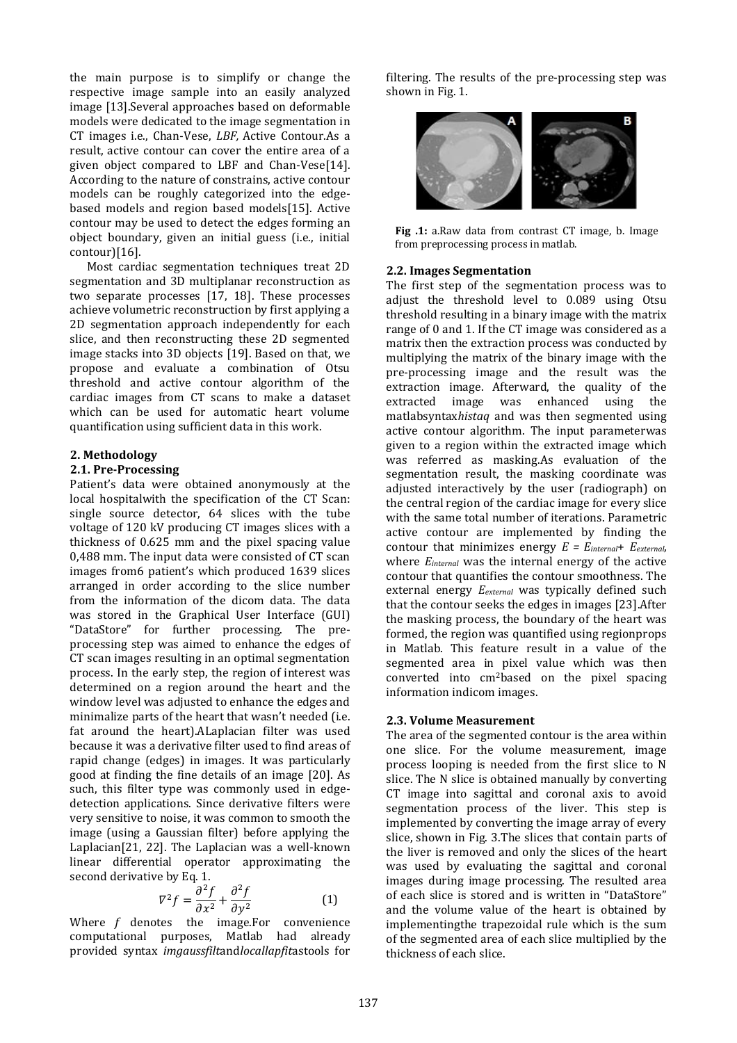the main purpose is to simplify or change the respective image sample into an easily analyzed image [13].Several approaches based on deformable models were dedicated to the image segmentation in CT images i.e., Chan-Vese, *LBF,* Active Contour.As a result, active contour can cover the entire area of a given object compared to LBF and Chan-Vese[14]. According to the nature of constrains, active contour models can be roughly categorized into the edge-based models and region based models[15]. Active contour may be used to detect the edges forming an object boundary, given an initial guess (i.e., initial contour)[16].

Most cardiac segmentation techniques treat 2D segmentation and 3D multiplanar reconstruction as two separate processes [17, 18]. These processes achieve volumetric reconstruction by first applying a 2D segmentation approach independently for each slice, and then reconstructing these 2D segmented image stacks into 3D objects [19]. Based on that, we propose and evaluate a combination of Otsu threshold and active contour algorithm of the cardiac images from CT scans to make a dataset which can be used for automatic heart volume quantification using sufficient data in this work.

## 2. Methodology

### 2.1. Pre-Processing

Patient's data were obtained anonymously at the local hospitalwith the specification of the CT Scan: single source detector, 64 slices with the tube voltage of 120 kV producing CT images slices with a thickness of 0.625 mm and the pixel spacing value 0,488 mm. The input data were consisted of CT scan images from6 patient's which produced 1639 slices arranged in order according to the slice number from the information of the dicom data. The data was stored in the Graphical User Interface (GUI) "DataStore" for further processing. The pre-processing step was aimed to enhance the edges of CT scan images resulting in an optimal segmentation process. In the early step, the region of interest was determined on a region around the heart and the window level was adjusted to enhance the edges and minimalize parts of the heart that wasn't needed (i.e. fat around the heart).ALaplacian filter was used because it was a derivative filter used to find areas of rapid change (edges) in images. It was particularly good at finding the fine details of an image [20]. As such, this filter type was commonly used in edge-detection applications. Since derivative filters were very sensitive to noise, it was common to smooth the image (using a Gaussian filter) before applying the Laplacian[21, 22]. The Laplacian was a well-known linear differential operator approximating the second derivative by Eq. 1.

$$\nabla^2 f = \frac{\partial^2 f}{\partial x^2} + \frac{\partial^2 f}{\partial y^2} \qquad (1)$$

Where $f$ denotes the image.For convenience computational purposes, Matlab had already provided syntax *imgaussfilt*and*locallapfit*astools for filtering. The results of the pre-processing step was shown in Fig. 1.

**Fig .1:** a.Raw data from contrast CT image, b. Image from preprocessing process in matlab.

### 2.2. Images Segmentation

The first step of the segmentation process was to adjust the threshold level to 0.089 using Otsu threshold resulting in a binary image with the matrix range of 0 and 1. If the CT image was considered as a matrix then the extraction process was conducted by multiplying the matrix of the binary image with the pre-processing image and the result was the extraction image. Afterward, the quality of the extracted image was enhanced using the matlabsyntax*histaq* and was then segmented using active contour algorithm. The input parameterwas given to a region within the extracted image which was referred as masking.As evaluation of the segmentation result, the masking coordinate was adjusted interactively by the user (radiograph) on the central region of the cardiac image for every slice with the same total number of iterations. Parametric active contour are implemented by finding the contour that minimizes energy $E = E_{internal} + E_{external}$, where $E_{internal}$ was the internal energy of the active contour that quantifies the contour smoothness. The external energy $E_{external}$ was typically defined such that the contour seeks the edges in images [23].After the masking process, the boundary of the heart was formed, the region was quantified using regionprops in Matlab. This feature result in a value of the segmented area in pixel value which was then converted into $cm^2$based on the pixel spacing information indicom images.

### 2.3. Volume Measurement

The area of the segmented contour is the area within one slice. For the volume measurement, image process looping is needed from the first slice to N slice. The N slice is obtained manually by converting CT image into sagittal and coronal axis to avoid segmentation process of the liver. This step is implemented by converting the image array of every slice, shown in Fig. 3.The slices that contain parts of the liver is removed and only the slices of the heart was used by evaluating the sagittal and coronal images during image processing. The resulted area of each slice is stored and is written in "DataStore" and the volume value of the heart is obtained by implementingthe trapezoidal rule which is the sum of the segmented area of each slice multiplied by the thickness of each slice.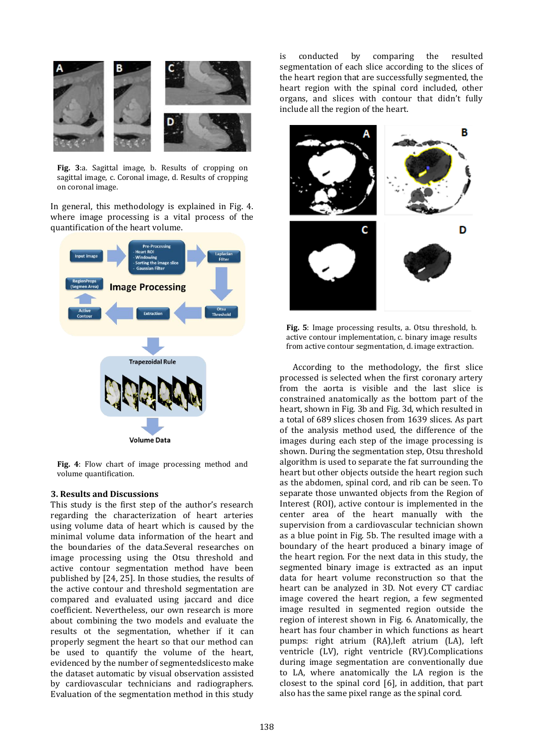Fig. 3:a. Sagittal image, b. Results of cropping on sagittal image, c. Coronal image, d. Results of cropping on coronal image.

In general, this methodology is explained in Fig. 4. where image processing is a vital process of the quantification of the heart volume.

Fig. 4: Flow chart of image processing method and volume quantification.

### 3. Results and Discussions

This study is the first step of the author's research regarding the characterization of heart arteries using volume data of heart which is caused by the minimal volume data information of the heart and the boundaries of the data.Several researches on image processing using the Otsu threshold and active contour segmentation method have been published by [24, 25]. In those studies, the results of the active contour and threshold segmentation are compared and evaluated using jaccard and dice coefficient. Nevertheless, our own research is more about combining the two models and evaluate the results ot the segmentation, whether if it can properly segment the heart so that our method can be used to quantify the volume of the heart, evidenced by the number of segmentedslicesto make the dataset automatic by visual observation assisted by cardiovascular technicians and radiographers. Evaluation of the segmentation method in this study is conducted by comparing the resulted segmentation of each slice according to the slices of the heart region that are successfully segmented, the heart region with the spinal cord included, other organs, and slices with contour that didn't fully include all the region of the heart.

Fig. 5: Image processing results, a. Otsu threshold, b. active contour implementation, c. binary image results from active contour segmentation, d. image extraction.

According to the methodology, the first slice processed is selected when the first coronary artery from the aorta is visible and the last slice is constrained anatomically as the bottom part of the heart, shown in Fig. 3b and Fig. 3d, which resulted in a total of 689 slices chosen from 1639 slices. As part of the analysis method used, the difference of the images during each step of the image processing is shown. During the segmentation step, Otsu threshold algorithm is used to separate the fat surrounding the heart but other objects outside the heart region such as the abdomen, spinal cord, and rib can be seen. To separate those unwanted objects from the Region of Interest (ROI), active contour is implemented in the center area of the heart manually with the supervision from a cardiovascular technician shown as a blue point in Fig. 5b. The resulted image with a boundary of the heart produced a binary image of the heart region. For the next data in this study, the segmented binary image is extracted as an input data for heart volume reconstruction so that the heart can be analyzed in 3D. Not every CT cardiac image covered the heart region, a few segmented image resulted in segmented region outside the region of interest shown in Fig. 6. Anatomically, the heart has four chamber in which functions as heart pumps: right atrium (RA),left atrium (LA), left ventricle (LV), right ventricle (RV).Complications during image segmentation are conventionally due to LA, where anatomically the LA region is the closest to the spinal cord [6], in addition, that part also has the same pixel range as the spinal cord.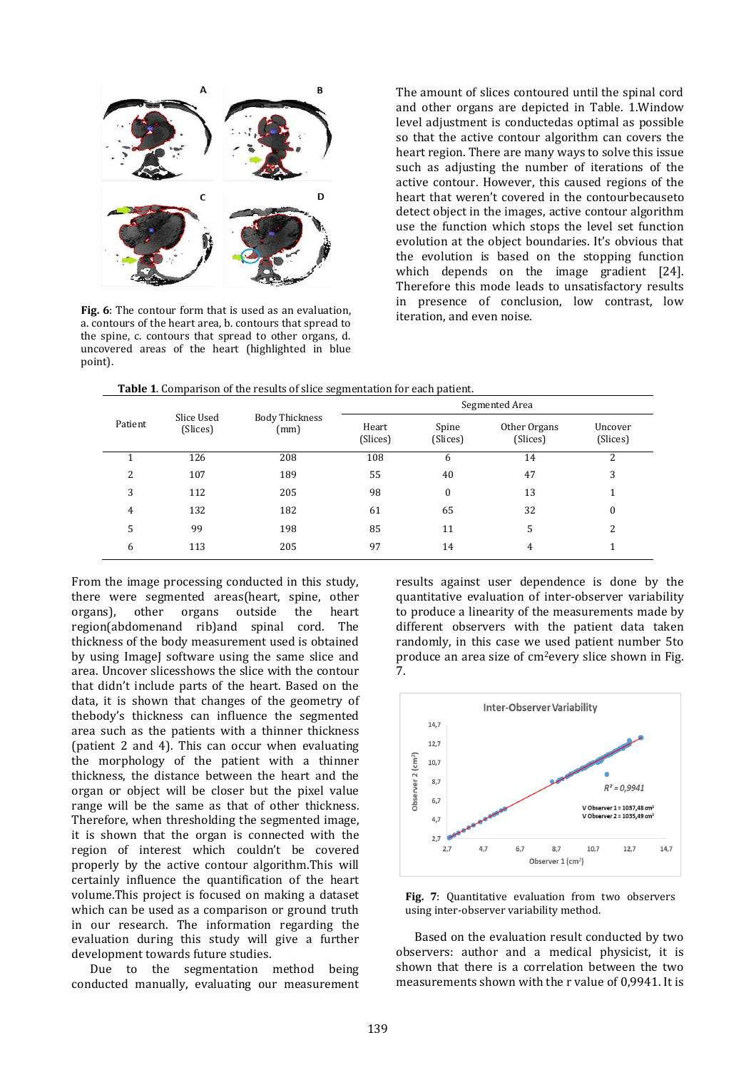Fig. 6: The contour form that is used as an evaluation, a. contours of the heart area, b. contours that spread to the spine, c. contours that spread to other organs, d. uncovered areas of the heart (highlighted in blue point).

The amount of slices contoured until the spinal cord and other organs are depicted in Table. 1.Window level adjustment is conductedas optimal as possible so that the active contour algorithm can covers the heart region. There are many ways to solve this issue such as adjusting the number of iterations of the active contour. However, this caused regions of the heart that weren't covered in the contourbecauseto detect object in the images, active contour algorithm use the function which stops the level set function evolution at the object boundaries. It's obvious that the evolution is based on the stopping function which depends on the image gradient [24]. Therefore this mode leads to unsatisfactory results in presence of conclusion, low contrast, low iteration, and even noise.

**Table 1**. Comparison of the results of slice segmentation for each patient.

| Patient | Slice Used (Slices) | Body Thickness (mm) | Segmented Area | | | |
|---|---|---|---|---|---|---|
| | | | Heart (Slices) | Spine (Slices) | Other Organs (Slices) | Uncover (Slices) |
| 1 | 126 | 208 | 108 | 6 | 14 | 2 |
| 2 | 107 | 189 | 55 | 40 | 47 | 3 |
| 3 | 112 | 205 | 98 | 0 | 13 | 1 |
| 4 | 132 | 182 | 61 | 65 | 32 | 0 |
| 5 | 99 | 198 | 85 | 11 | 5 | 2 |
| 6 | 113 | 205 | 97 | 14 | 4 | 1 |

From the image processing conducted in this study, there were segmented areas(heart, spine, other organs), other organs outside the heart region(abdomenand rib)and spinal cord. The thickness of the body measurement used is obtained by using ImageJ software using the same slice and area. Uncover slicesshows the slice with the contour that didn't include parts of the heart. Based on the data, it is shown that changes of the geometry of thebody's thickness can influence the segmented area such as the patients with a thinner thickness (patient 2 and 4). This can occur when evaluating the morphology of the patient with a thinner thickness, the distance between the heart and the organ or object will be closer but the pixel value range will be the same as that of other thickness. Therefore, when thresholding the segmented image, it is shown that the organ is connected with the region of interest which couldn't be covered properly by the active contour algorithm.This will certainly influence the quantification of the heart volume.This project is focused on making a dataset which can be used as a comparison or ground truth in our research. The information regarding the evaluation during this study will give a further development towards future studies.

Due to the segmentation method being conducted manually, evaluating our measurement results against user dependence is done by the quantitative evaluation of inter-observer variability to produce a linearity of the measurements made by different observers with the patient data taken randomly, in this case we used patient number 5to produce an area size of cm$^2$every slice shown in Fig. 7.

Fig. 7: Quantitative evaluation from two observers using inter-observer variability method.

Based on the evaluation result conducted by two observers: author and a medical physicist, it is shown that there is a correlation between the two measurements shown with the r value of 0,9941. It is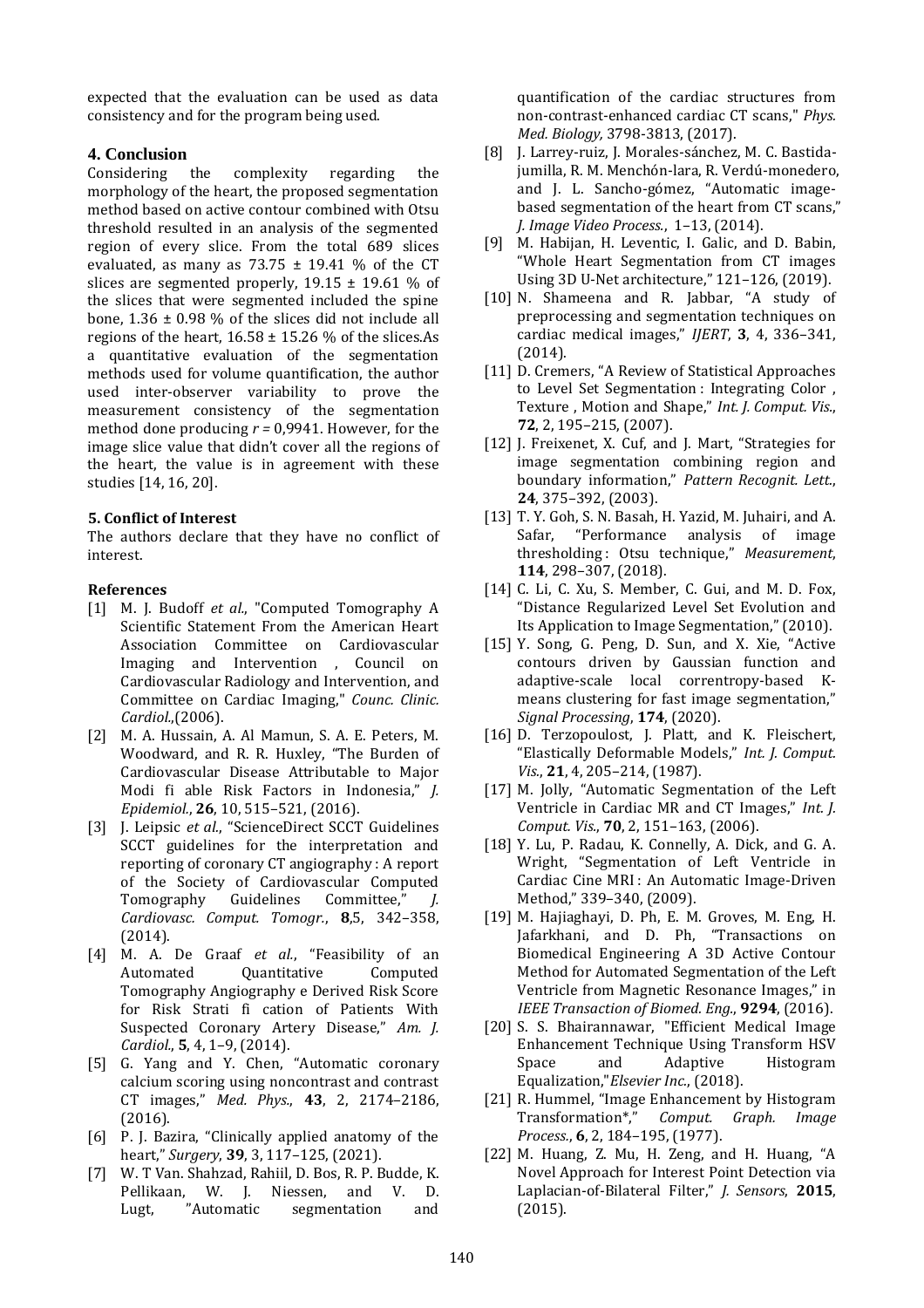expected that the evaluation can be used as data consistency and for the program being used.

## 4. Conclusion

Considering the complexity regarding the morphology of the heart, the proposed segmentation method based on active contour combined with Otsu threshold resulted in an analysis of the segmented region of every slice. From the total 689 slices evaluated, as many as 73.75 ± 19.41 % of the CT slices are segmented properly, 19.15 ± 19.61 % of the slices that were segmented included the spine bone, 1.36 ± 0.98 % of the slices did not include all regions of the heart, 16.58 ± 15.26 % of the slices.As a quantitative evaluation of the segmentation methods used for volume quantification, the author used inter-observer variability to prove the measurement consistency of the segmentation method done producing $r$ = 0,9941. However, for the image slice value that didn't cover all the regions of the heart, the value is in agreement with these studies [14, 16, 20].

## 5. Conflict of Interest

The authors declare that they have no conflict of interest.

## References

[1] M. J. Budoff *et al.*, "Computed Tomography A Scientific Statement From the American Heart Association Committee on Cardiovascular Imaging and Intervention , Council on Cardiovascular Radiology and Intervention, and Committee on Cardiac Imaging," *Counc. Clinic. Cardiol.*,(2006).

[2] M. A. Hussain, A. Al Mamun, S. A. E. Peters, M. Woodward, and R. R. Huxley, "The Burden of Cardiovascular Disease Attributable to Major Modi fi able Risk Factors in Indonesia," *J. Epidemiol.*, **26**, 10, 515–521, (2016).

[3] J. Leipsic *et al.*, "ScienceDirect SCCT Guidelines SCCT guidelines for the interpretation and reporting of coronary CT angiography : A report of the Society of Cardiovascular Computed Tomography Guidelines Committee," *J. Cardiovasc. Comput. Tomogr.*, **8**,5, 342–358, (2014).

[4] M. A. De Graaf *et al.*, "Feasibility of an Automated Quantitative Computed Tomography Angiography e Derived Risk Score for Risk Strati fi cation of Patients With Suspected Coronary Artery Disease," *Am. J. Cardiol.*, **5**, 4, 1–9, (2014).

[5] G. Yang and Y. Chen, "Automatic coronary calcium scoring using noncontrast and contrast CT images," *Med. Phys.*, **43**, 2, 2174–2186, (2016).

[6] P. J. Bazira, "Clinically applied anatomy of the heart," *Surgery*, **39**, 3, 117–125, (2021).

[7] W. T Van. Shahzad, Rahiil, D. Bos, R. P. Budde, K. Pellikaan, W. J. Niessen, and V. D. Lugt, "Automatic segmentation and quantification of the cardiac structures from non-contrast-enhanced cardiac CT scans," *Phys. Med. Biology,* 3798-3813, (2017).

[8] J. Larrey-ruiz, J. Morales-sánchez, M. C. Bastida-jumilla, R. M. Menchón-lara, R. Verdú-monedero, and J. L. Sancho-gómez, "Automatic image-based segmentation of the heart from CT scans," *J. Image Video Process.*, 1–13, (2014).

[9] M. Habijan, H. Leventic, I. Galic, and D. Babin, "Whole Heart Segmentation from CT images Using 3D U-Net architecture," 121–126, (2019).

[10] N. Shameena and R. Jabbar, "A study of preprocessing and segmentation techniques on cardiac medical images," *IJERT*, **3**, 4, 336–341, (2014).

[11] D. Cremers, "A Review of Statistical Approaches to Level Set Segmentation : Integrating Color , Texture , Motion and Shape," *Int. J. Comput. Vis.*, **72**, 2, 195–215, (2007).

[12] J. Freixenet, X. Cuf, and J. Mart, "Strategies for image segmentation combining region and boundary information," *Pattern Recognit. Lett.*, **24**, 375–392, (2003).

[13] T. Y. Goh, S. N. Basah, H. Yazid, M. Juhairi, and A. Safar, "Performance analysis of image thresholding : Otsu technique," *Measurement*, **114**, 298–307, (2018).

[14] C. Li, C. Xu, S. Member, C. Gui, and M. D. Fox, "Distance Regularized Level Set Evolution and Its Application to Image Segmentation," (2010).

[15] Y. Song, G. Peng, D. Sun, and X. Xie, "Active contours driven by Gaussian function and adaptive-scale local correntropy-based K-means clustering for fast image segmentation," *Signal Processing*, **174**, (2020).

[16] D. Terzopoulost, J. Platt, and K. Fleischert, "Elastically Deformable Models," *Int. J. Comput. Vis.*, **21**, 4, 205–214, (1987).

[17] M. Jolly, "Automatic Segmentation of the Left Ventricle in Cardiac MR and CT Images," *Int. J. Comput. Vis.*, **70**, 2, 151–163, (2006).

[18] Y. Lu, P. Radau, K. Connelly, A. Dick, and G. A. Wright, "Segmentation of Left Ventricle in Cardiac Cine MRI : An Automatic Image-Driven Method," 339–340, (2009).

[19] M. Hajiaghayi, D. Ph, E. M. Groves, M. Eng, H. Jafarkhani, and D. Ph, "Transactions on Biomedical Engineering A 3D Active Contour Method for Automated Segmentation of the Left Ventricle from Magnetic Resonance Images," in *IEEE Transaction of Biomed. Eng.*, **9294**, (2016).

[20] S. S. Bhairannawar, "Efficient Medical Image Enhancement Technique Using Transform HSV Space and Adaptive Histogram Equalization,"*Elsevier Inc.*, (2018).

[21] R. Hummel, "Image Enhancement by Histogram Transformation*," *Comput. Graph. Image Process.*, **6**, 2, 184–195, (1977).

[22] M. Huang, Z. Mu, H. Zeng, and H. Huang, "A Novel Approach for Interest Point Detection via Laplacian-of-Bilateral Filter," *J. Sensors*, **2015**, (2015).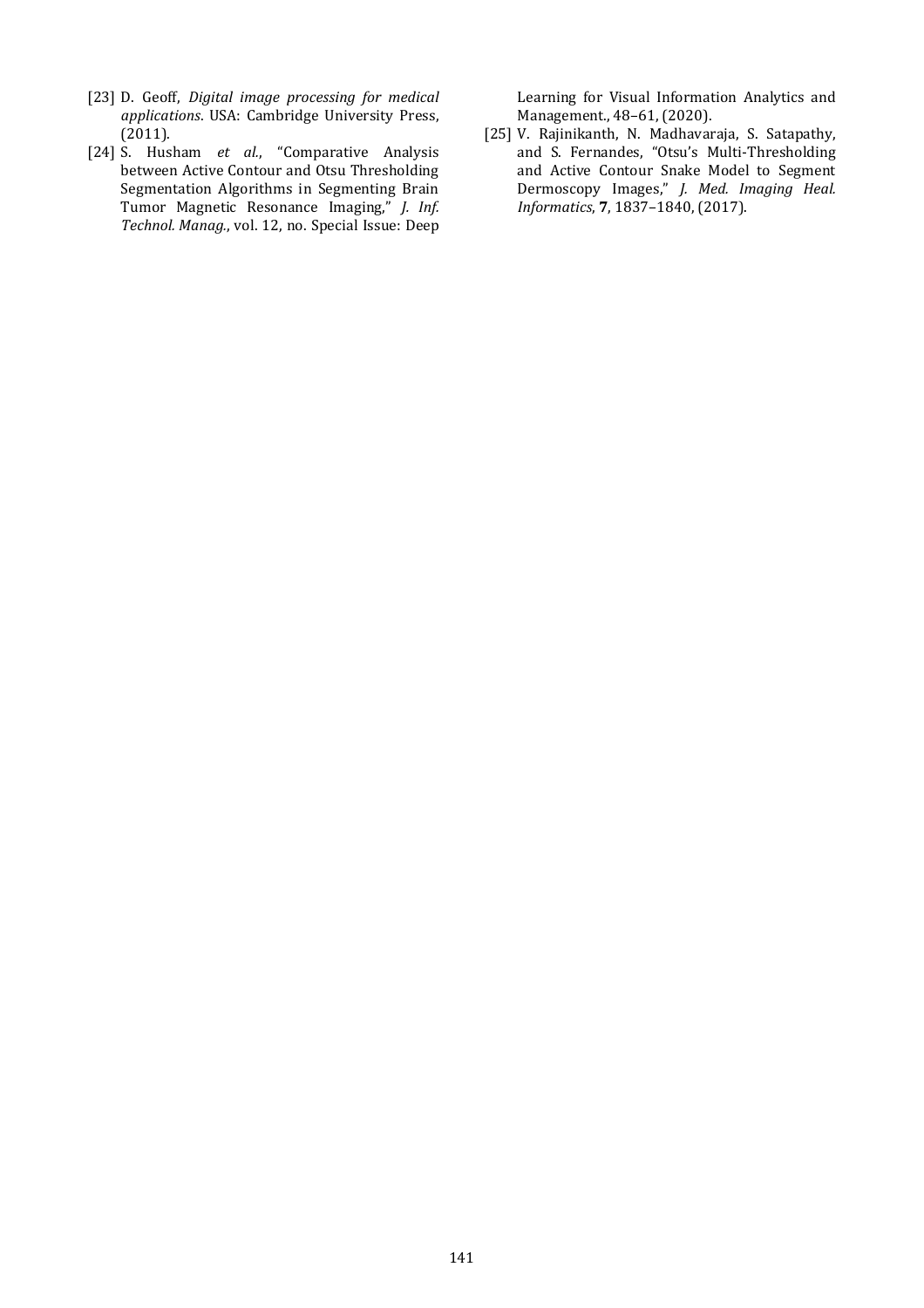[23] D. Geoff, *Digital image processing for medical applications*. USA: Cambridge University Press, (2011).

[24] S. Husham *et al.*, "Comparative Analysis between Active Contour and Otsu Thresholding Segmentation Algorithms in Segmenting Brain Tumor Magnetic Resonance Imaging," *J. Inf. Technol. Manag.*, vol. 12, no. Special Issue: Deep Learning for Visual Information Analytics and Management., 48–61, (2020).

[25] V. Rajinikanth, N. Madhavaraja, S. Satapathy, and S. Fernandes, "Otsu's Multi-Thresholding and Active Contour Snake Model to Segment Dermoscopy Images," *J. Med. Imaging Heal. Informatics*, **7**, 1837–1840, (2017).